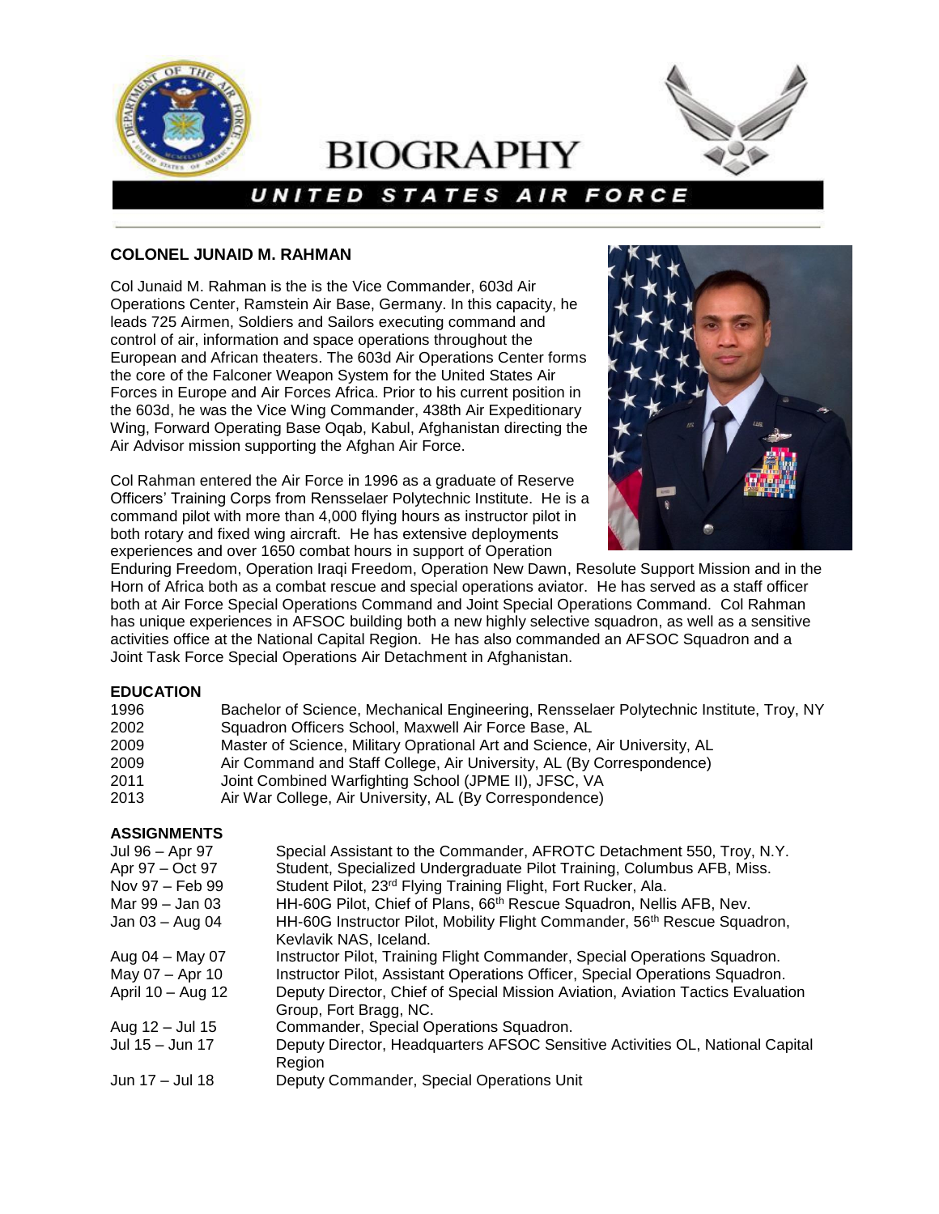# BIOGRAPHY

## UNITED STATES AIR FORCE

### COLONEL JUNAID M. RAHMAN

Col Junaid M. Rahman is the is the Vice Commander, 603d Air Operations Center, Ramstein Air Base, Germany. In this capacity, he leads 725 Airmen, Soldiers and Sailors executing command and control of air, information and space operations throughout the European and African theaters. The 603d Air Operations Center forms the core of the Falconer Weapon System for the United States Air Forces in Europe and Air Forces Africa. Prior to his current position in the 603d, he was the Vice Wing Commander, 438th Air Expeditionary Wing, Forward Operating Base Oqab, Kabul, Afghanistan directing the Air Advisor mission supporting the Afghan Air Force.

Col Rahman entered the Air Force in 1996 as a graduate of Reserve Officers' Training Corps from Rensselaer Polytechnic Institute. He is a command pilot with more than 4,000 flying hours as instructor pilot in both rotary and fixed wing aircraft. He has extensive deployments experiences and over 1650 combat hours in support of Operation Enduring Freedom, Operation Iraqi Freedom, Operation New Dawn, Resolute Support Mission and in the Horn of Africa both as a combat rescue and special operations aviator. He has served as a staff officer both at Air Force Special Operations Command and Joint Special Operations Command. Col Rahman has unique experiences in AFSOC building both a new highly selective squadron, as well as a sensitive activities office at the National Capital Region. He has also commanded an AFSOC Squadron and a Joint Task Force Special Operations Air Detachment in Afghanistan.

**EDUCATION**

| | |
|---|---|
| 1996 | Bachelor of Science, Mechanical Engineering, Rensselaer Polytechnic Institute, Troy, NY |
| 2002 | Squadron Officers School, Maxwell Air Force Base, AL |
| 2009 | Master of Science, Military Oprational Art and Science, Air University, AL |
| 2009 | Air Command and Staff College, Air University, AL (By Correspondence) |
| 2011 | Joint Combined Warfighting School (JPME II), JFSC, VA |
| 2013 | Air War College, Air University, AL (By Correspondence) |

**ASSIGNMENTS**

| | |
|---|---|
| Jul 96 – Apr 97 | Special Assistant to the Commander, AFROTC Detachment 550, Troy, N.Y. |
| Apr 97 – Oct 97 | Student, Specialized Undergraduate Pilot Training, Columbus AFB, Miss. |
| Nov 97 – Feb 99 | Student Pilot, 23rd Flying Training Flight, Fort Rucker, Ala. |
| Mar 99 – Jan 03 | HH-60G Pilot, Chief of Plans, 66th Rescue Squadron, Nellis AFB, Nev. |
| Jan 03 – Aug 04 | HH-60G Instructor Pilot, Mobility Flight Commander, 56th Rescue Squadron, Kevlavik NAS, Iceland. |
| Aug 04 – May 07 | Instructor Pilot, Training Flight Commander, Special Operations Squadron. |
| May 07 – Apr 10 | Instructor Pilot, Assistant Operations Officer, Special Operations Squadron. |
| April 10 – Aug 12 | Deputy Director, Chief of Special Mission Aviation, Aviation Tactics Evaluation Group, Fort Bragg, NC. |
| Aug 12 – Jul 15 | Commander, Special Operations Squadron. |
| Jul 15 – Jun 17 | Deputy Director, Headquarters AFSOC Sensitive Activities OL, National Capital Region |
| Jun 17 – Jul 18 | Deputy Commander, Special Operations Unit |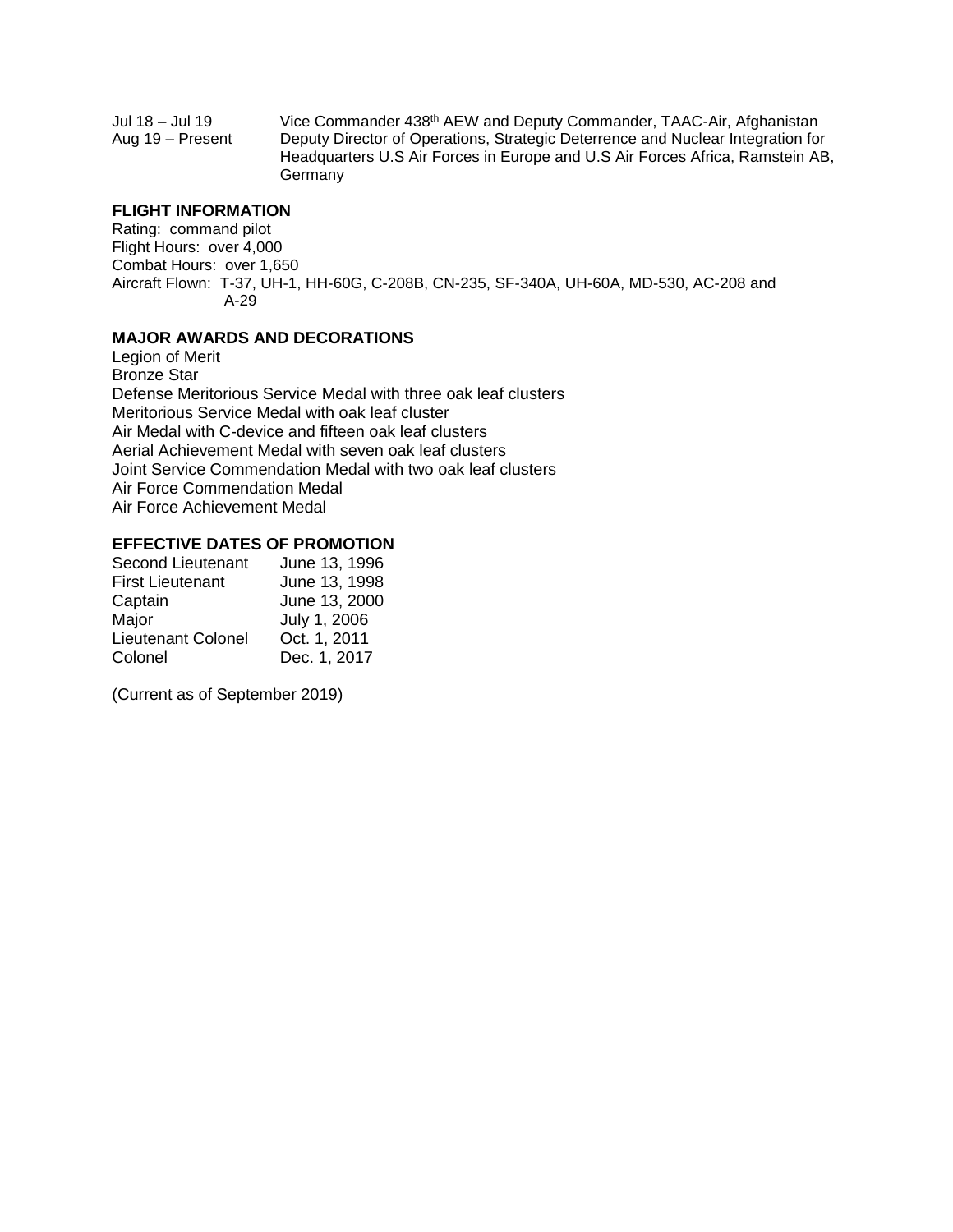| | |
|---|---|
| Jul 18 – Jul 19 | Vice Commander 438th AEW and Deputy Commander, TAAC-Air, Afghanistan |
| Aug 19 – Present | Deputy Director of Operations, Strategic Deterrence and Nuclear Integration for Headquarters U.S Air Forces in Europe and U.S Air Forces Africa, Ramstein AB, Germany |

**FLIGHT INFORMATION**

Rating: command pilot
Flight Hours: over 4,000
Combat Hours: over 1,650
Aircraft Flown: T-37, UH-1, HH-60G, C-208B, CN-235, SF-340A, UH-60A, MD-530, AC-208 and A-29

**MAJOR AWARDS AND DECORATIONS**

Legion of Merit
Bronze Star
Defense Meritorious Service Medal with three oak leaf clusters
Meritorious Service Medal with oak leaf cluster
Air Medal with C-device and fifteen oak leaf clusters
Aerial Achievement Medal with seven oak leaf clusters
Joint Service Commendation Medal with two oak leaf clusters
Air Force Commendation Medal
Air Force Achievement Medal

**EFFECTIVE DATES OF PROMOTION**

| | |
|---|---|
| Second Lieutenant | June 13, 1996 |
| First Lieutenant | June 13, 1998 |
| Captain | June 13, 2000 |
| Major | July 1, 2006 |
| Lieutenant Colonel | Oct. 1, 2011 |
| Colonel | Dec. 1, 2017 |

(Current as of September 2019)